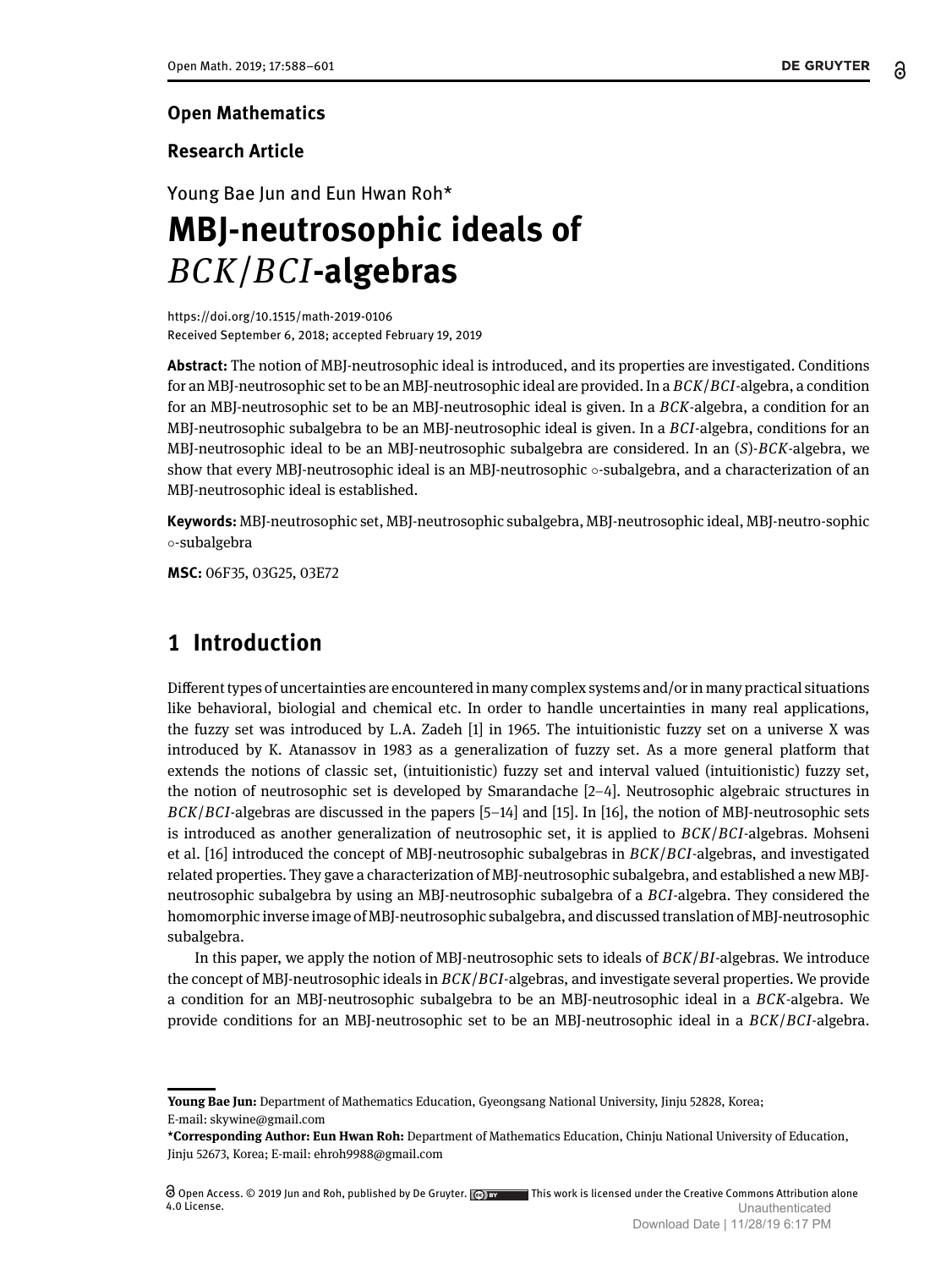**Open Mathematics**

**Research Article**

Young Bae Jun and Eun Hwan Roh*

# MBJ-neutrosophic ideals of *BCK*/*BCI*-algebras

https://doi.org/10.1515/math-2019-0106
Received September 6, 2018; accepted February 19, 2019

**Abstract:** The notion of MBJ-neutrosophic ideal is introduced, and its properties are investigated. Conditions for an MBJ-neutrosophic set to be an MBJ-neutrosophic ideal are provided. In a *BCK*/*BCI*-algebra, a condition for an MBJ-neutrosophic set to be an MBJ-neutrosophic ideal is given. In a *BCK*-algebra, a condition for an MBJ-neutrosophic subalgebra to be an MBJ-neutrosophic ideal is given. In a *BCI*-algebra, conditions for an MBJ-neutrosophic ideal to be an MBJ-neutrosophic subalgebra are considered. In an (*S*)-*BCK*-algebra, we show that every MBJ-neutrosophic ideal is an MBJ-neutrosophic ∘-subalgebra, and a characterization of an MBJ-neutrosophic ideal is established.

**Keywords:** MBJ-neutrosophic set, MBJ-neutrosophic subalgebra, MBJ-neutrosophic ideal, MBJ-neutro-sophic ∘-subalgebra

**MSC:** 06F35, 03G25, 03E72

## 1 Introduction

Different types of uncertainties are encountered in many complex systems and/or in many practical situations like behavioral, biologial and chemical etc. In order to handle uncertainties in many real applications, the fuzzy set was introduced by L.A. Zadeh [1] in 1965. The intuitionistic fuzzy set on a universe X was introduced by K. Atanassov in 1983 as a generalization of fuzzy set. As a more general platform that extends the notions of classic set, (intuitionistic) fuzzy set and interval valued (intuitionistic) fuzzy set, the notion of neutrosophic set is developed by Smarandache [2–4]. Neutrosophic algebraic structures in *BCK*/*BCI*-algebras are discussed in the papers [5–14] and [15]. In [16], the notion of MBJ-neutrosophic sets is introduced as another generalization of neutrosophic set, it is applied to *BCK*/*BCI*-algebras. Mohseni et al. [16] introduced the concept of MBJ-neutrosophic subalgebras in *BCK*/*BCI*-algebras, and investigated related properties. They gave a characterization of MBJ-neutrosophic subalgebra, and established a new MBJ-neutrosophic subalgebra by using an MBJ-neutrosophic subalgebra of a *BCI*-algebra. They considered the homomorphic inverse image of MBJ-neutrosophic subalgebra, and discussed translation of MBJ-neutrosophic subalgebra.

In this paper, we apply the notion of MBJ-neutrosophic sets to ideals of *BCK*/*BI*-algebras. We introduce the concept of MBJ-neutrosophic ideals in *BCK*/*BCI*-algebras, and investigate several properties. We provide a condition for an MBJ-neutrosophic subalgebra to be an MBJ-neutrosophic ideal in a *BCK*-algebra. We provide conditions for an MBJ-neutrosophic set to be an MBJ-neutrosophic ideal in a *BCK*/*BCI*-algebra.

---

**Young Bae Jun:** Department of Mathematics Education, Gyeongsang National University, Jinju 52828, Korea; E-mail: skywine@gmail.com

***Corresponding Author: Eun Hwan Roh:** Department of Mathematics Education, Chinju National University of Education, Jinju 52673, Korea; E-mail: ehroh9988@gmail.com

Open Access. © 2019 Jun and Roh, published by De Gruyter. This work is licensed under the Creative Commons Attribution alone 4.0 License.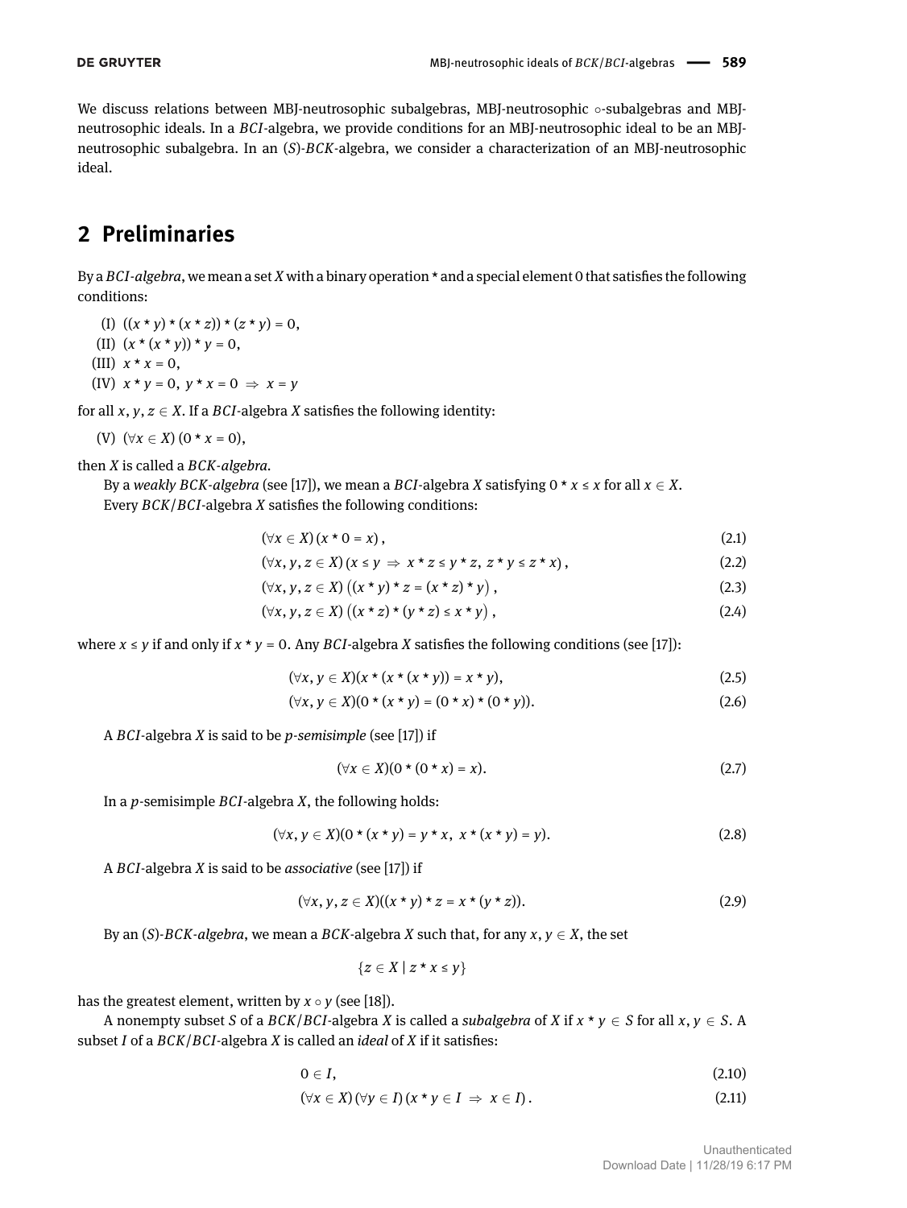We discuss relations between MBJ-neutrosophic subalgebras, MBJ-neutrosophic ∘-subalgebras and MBJ-neutrosophic ideals. In a *BCI*-algebra, we provide conditions for an MBJ-neutrosophic ideal to be an MBJ-neutrosophic subalgebra. In an (*S*)-*BCK*-algebra, we consider a characterization of an MBJ-neutrosophic ideal.

## 2 Preliminaries

By a *BCI-algebra*, we mean a set $X$ with a binary operation $*$ and a special element 0 that satisfies the following conditions:

(I) $((x * y) * (x * z)) * (z * y) = 0$,

(II) $(x * (x * y)) * y = 0$,

(III) $x * x = 0$,

(IV) $x * y = 0,\ y * x = 0 \ \Rightarrow\ x = y$

for all $x, y, z \in X$. If a *BCI*-algebra $X$ satisfies the following identity:

(V) $(\forall x \in X)\,(0 * x = 0)$,

then $X$ is called a *BCK-algebra*.

By a *weakly BCK-algebra* (see [17]), we mean a *BCI*-algebra $X$ satisfying $0 * x \leq x$ for all $x \in X$.

Every *BCK*/*BCI*-algebra $X$ satisfies the following conditions:

$$(\forall x \in X)\,(x * 0 = x)\,, \tag{2.1}$$

$$(\forall x, y, z \in X)\,(x \leq y \ \Rightarrow\ x * z \leq y * z,\ z * y \leq z * x)\,, \tag{2.2}$$

$$(\forall x, y, z \in X)\,\big((x * y) * z = (x * z) * y\big)\,, \tag{2.3}$$

$$(\forall x, y, z \in X)\,\big((x * z) * (y * z) \leq x * y\big)\,, \tag{2.4}$$

where $x \leq y$ if and only if $x * y = 0$. Any *BCI*-algebra $X$ satisfies the following conditions (see [17]):

$$(\forall x, y \in X)(x * (x * (x * y)) = x * y), \tag{2.5}$$

$$(\forall x, y \in X)(0 * (x * y) = (0 * x) * (0 * y)). \tag{2.6}$$

A *BCI*-algebra $X$ is said to be *p-semisimple* (see [17]) if

$$(\forall x \in X)(0 * (0 * x) = x). \tag{2.7}$$

In a *p*-semisimple *BCI*-algebra $X$, the following holds:

$$(\forall x, y \in X)(0 * (x * y) = y * x,\ x * (x * y) = y). \tag{2.8}$$

A *BCI*-algebra $X$ is said to be *associative* (see [17]) if

$$(\forall x, y, z \in X)((x * y) * z = x * (y * z)). \tag{2.9}$$

By an (*S*)-*BCK-algebra*, we mean a *BCK*-algebra $X$ such that, for any $x, y \in X$, the set

$$\{z \in X \mid z * x \leq y\}$$

has the greatest element, written by $x \circ y$ (see [18]).

A nonempty subset $S$ of a *BCK*/*BCI*-algebra $X$ is called a *subalgebra* of $X$ if $x * y \in S$ for all $x, y \in S$. A subset $I$ of a *BCK*/*BCI*-algebra $X$ is called an *ideal* of $X$ if it satisfies:

$$0 \in I, \tag{2.10}$$

$$(\forall x \in X)\,(\forall y \in I)\,(x * y \in I \ \Rightarrow\ x \in I)\,. \tag{2.11}$$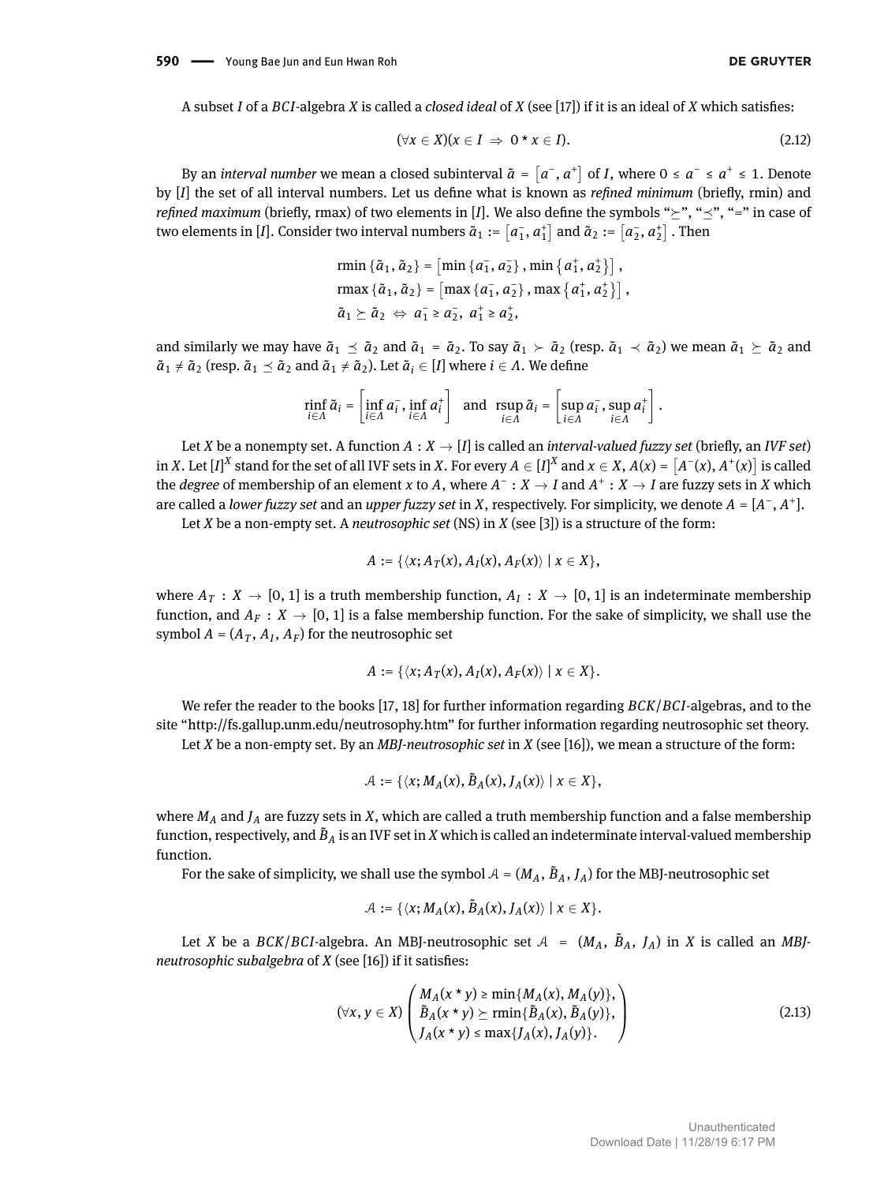A subset $I$ of a $BCI$-algebra $X$ is called a *closed ideal* of $X$ (see [17]) if it is an ideal of $X$ which satisfies:

$$(\forall x \in X)(x \in I \;\Rightarrow\; 0 * x \in I). \tag{2.12}$$

By an *interval number* we mean a closed subinterval $\tilde{a} = \left[a^-, a^+\right]$ of $I$, where $0 \leq a^- \leq a^+ \leq 1$. Denote by $[I]$ the set of all interval numbers. Let us define what is known as *refined minimum* (briefly, rmin) and *refined maximum* (briefly, rmax) of two elements in $[I]$. We also define the symbols "$\succeq$", "$\preceq$", "$=$" in case of two elements in $[I]$. Consider two interval numbers $\tilde{a}_1 := \left[a_1^-, a_1^+\right]$ and $\tilde{a}_2 := \left[a_2^-, a_2^+\right]$. Then

$$\begin{aligned}
&\operatorname{rmin}\{\tilde{a}_1, \tilde{a}_2\} = \left[\min\{a_1^-, a_2^-\}, \min\left\{a_1^+, a_2^+\right\}\right],\\
&\operatorname{rmax}\{\tilde{a}_1, \tilde{a}_2\} = \left[\max\{a_1^-, a_2^-\}, \max\left\{a_1^+, a_2^+\right\}\right],\\
&\tilde{a}_1 \succeq \tilde{a}_2 \;\Leftrightarrow\; a_1^- \geq a_2^-,\; a_1^+ \geq a_2^+,
\end{aligned}$$

and similarly we may have $\tilde{a}_1 \preceq \tilde{a}_2$ and $\tilde{a}_1 = \tilde{a}_2$. To say $\tilde{a}_1 \succ \tilde{a}_2$ (resp. $\tilde{a}_1 \prec \tilde{a}_2$) we mean $\tilde{a}_1 \succeq \tilde{a}_2$ and $\tilde{a}_1 \neq \tilde{a}_2$ (resp. $\tilde{a}_1 \preceq \tilde{a}_2$ and $\tilde{a}_1 \neq \tilde{a}_2$). Let $\tilde{a}_i \in [I]$ where $i \in \Lambda$. We define

$$\operatorname*{rinf}_{i\in\Lambda} \tilde{a}_i = \left[\inf_{i\in\Lambda} a_i^-, \inf_{i\in\Lambda} a_i^+\right] \quad \text{and} \quad \operatorname*{rsup}_{i\in\Lambda} \tilde{a}_i = \left[\sup_{i\in\Lambda} a_i^-, \sup_{i\in\Lambda} a_i^+\right].$$

Let $X$ be a nonempty set. A function $A : X \to [I]$ is called an *interval-valued fuzzy set* (briefly, an *IVF set*) in $X$. Let $[I]^X$ stand for the set of all IVF sets in $X$. For every $A \in [I]^X$ and $x \in X$, $A(x) = \left[A^-(x), A^+(x)\right]$ is called the *degree* of membership of an element $x$ to $A$, where $A^- : X \to I$ and $A^+ : X \to I$ are fuzzy sets in $X$ which are called a *lower fuzzy set* and an *upper fuzzy set* in $X$, respectively. For simplicity, we denote $A = [A^-, A^+]$.

Let $X$ be a non-empty set. A *neutrosophic set* (NS) in $X$ (see [3]) is a structure of the form:

$$A := \{\langle x; A_T(x), A_I(x), A_F(x)\rangle \mid x \in X\},$$

where $A_T : X \to [0, 1]$ is a truth membership function, $A_I : X \to [0, 1]$ is an indeterminate membership function, and $A_F : X \to [0, 1]$ is a false membership function. For the sake of simplicity, we shall use the symbol $A = (A_T, A_I, A_F)$ for the neutrosophic set

$$A := \{\langle x; A_T(x), A_I(x), A_F(x)\rangle \mid x \in X\}.$$

We refer the reader to the books [17, 18] for further information regarding $BCK/BCI$-algebras, and to the site "http://fs.gallup.unm.edu/neutrosophy.htm" for further information regarding neutrosophic set theory.

Let $X$ be a non-empty set. By an *MBJ-neutrosophic set* in $X$ (see [16]), we mean a structure of the form:

$$\mathcal{A} := \{\langle x; M_A(x), \tilde{B}_A(x), J_A(x)\rangle \mid x \in X\},$$

where $M_A$ and $J_A$ are fuzzy sets in $X$, which are called a truth membership function and a false membership function, respectively, and $\tilde{B}_A$ is an IVF set in $X$ which is called an indeterminate interval-valued membership function.

For the sake of simplicity, we shall use the symbol $\mathcal{A} = (M_A, \tilde{B}_A, J_A)$ for the MBJ-neutrosophic set

$$\mathcal{A} := \{\langle x; M_A(x), \tilde{B}_A(x), J_A(x)\rangle \mid x \in X\}.$$

Let $X$ be a $BCK/BCI$-algebra. An MBJ-neutrosophic set $\mathcal{A} = (M_A, \tilde{B}_A, J_A)$ in $X$ is called an *MBJ-neutrosophic subalgebra* of $X$ (see [16]) if it satisfies:

$$(\forall x, y \in X)\begin{pmatrix} M_A(x * y) \geq \min\{M_A(x), M_A(y)\}, \\ \tilde{B}_A(x * y) \succeq \operatorname{rmin}\{\tilde{B}_A(x), \tilde{B}_A(y)\}, \\ J_A(x * y) \leq \max\{J_A(x), J_A(y)\}. \end{pmatrix} \tag{2.13}$$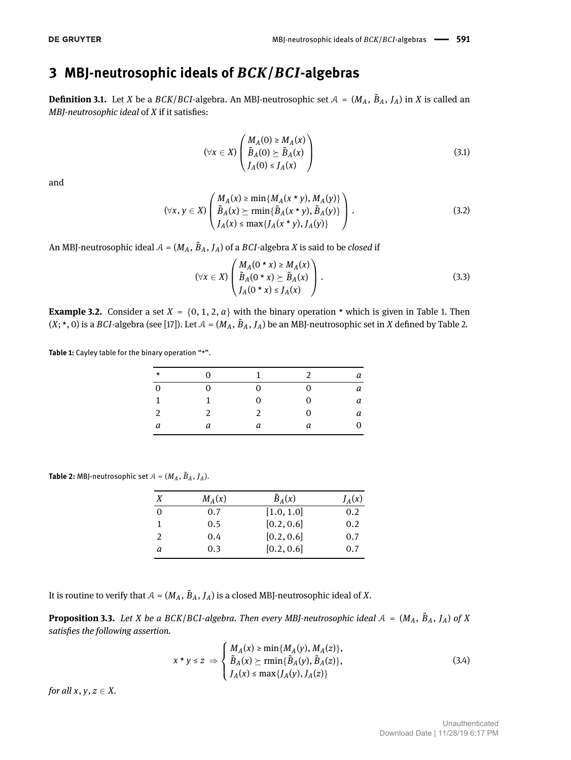## 3 MBJ-neutrosophic ideals of $BCK/BCI$-algebras

**Definition 3.1.** Let $X$ be a $BCK/BCI$-algebra. An MBJ-neutrosophic set $\mathcal{A} = (M_A, \tilde{B}_A, J_A)$ in $X$ is called an *MBJ-neutrosophic ideal* of $X$ if it satisfies:

$$(\forall x \in X) \begin{pmatrix} M_A(0) \geq M_A(x) \\ \tilde{B}_A(0) \succeq \tilde{B}_A(x) \\ J_A(0) \leq J_A(x) \end{pmatrix} \tag{3.1}$$

and

$$(\forall x, y \in X) \begin{pmatrix} M_A(x) \geq \min\{M_A(x * y), M_A(y)\} \\ \tilde{B}_A(x) \succeq \operatorname{rmin}\{\tilde{B}_A(x * y), \tilde{B}_A(y)\} \\ J_A(x) \leq \max\{J_A(x * y), J_A(y)\} \end{pmatrix}. \tag{3.2}$$

An MBJ-neutrosophic ideal $\mathcal{A} = (M_A, \tilde{B}_A, J_A)$ of a $BCI$-algebra $X$ is said to be *closed* if

$$(\forall x \in X) \begin{pmatrix} M_A(0 * x) \geq M_A(x) \\ \tilde{B}_A(0 * x) \succeq \tilde{B}_A(x) \\ J_A(0 * x) \leq J_A(x) \end{pmatrix}. \tag{3.3}$$

**Example 3.2.** Consider a set $X = \{0, 1, 2, a\}$ with the binary operation $*$ which is given in Table 1. Then $(X; *, 0)$ is a $BCI$-algebra (see [17]). Let $\mathcal{A} = (M_A, \tilde{B}_A, J_A)$ be an MBJ-neutrosophic set in $X$ defined by Table 2.

**Table 1:** Cayley table for the binary operation "$*$".

| $*$ | 0 | 1 | 2 | $a$ |
|---|---|---|---|---|
| 0 | 0 | 0 | 0 | $a$ |
| 1 | 1 | 0 | 0 | $a$ |
| 2 | 2 | 2 | 0 | $a$ |
| $a$ | $a$ | $a$ | $a$ | 0 |

**Table 2:** MBJ-neutrosophic set $\mathcal{A} = (M_A, \tilde{B}_A, J_A)$.

| $X$ | $M_A(x)$ | $\tilde{B}_A(x)$ | $J_A(x)$ |
|---|---|---|---|
| 0 | 0.7 | [1.0, 1.0] | 0.2 |
| 1 | 0.5 | [0.2, 0.6] | 0.2 |
| 2 | 0.4 | [0.2, 0.6] | 0.7 |
| $a$ | 0.3 | [0.2, 0.6] | 0.7 |

It is routine to verify that $\mathcal{A} = (M_A, \tilde{B}_A, J_A)$ is a closed MBJ-neutrosophic ideal of $X$.

**Proposition 3.3.** *Let $X$ be a $BCK/BCI$-algebra. Then every MBJ-neutrosophic ideal $\mathcal{A} = (M_A, \tilde{B}_A, J_A)$ of $X$ satisfies the following assertion.*

$$x * y \leq z \Rightarrow \begin{cases} M_A(x) \geq \min\{M_A(y), M_A(z)\}, \\ \tilde{B}_A(x) \succeq \operatorname{rmin}\{\tilde{B}_A(y), \tilde{B}_A(z)\}, \\ J_A(x) \leq \max\{J_A(y), J_A(z)\} \end{cases} \tag{3.4}$$

*for all $x, y, z \in X$.*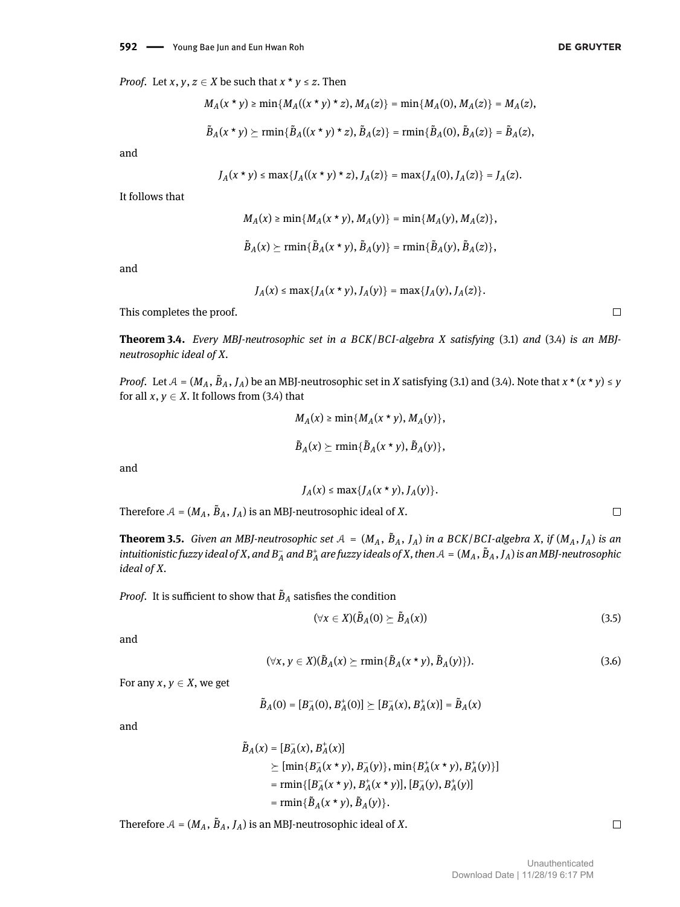*Proof.* Let $x, y, z \in X$ be such that $x * y \leq z$. Then

$$M_A(x * y) \geq \min\{M_A((x * y) * z), M_A(z)\} = \min\{M_A(0), M_A(z)\} = M_A(z),$$

$$\tilde{B}_A(x * y) \succeq \text{rmin}\{\tilde{B}_A((x * y) * z), \tilde{B}_A(z)\} = \text{rmin}\{\tilde{B}_A(0), \tilde{B}_A(z)\} = \tilde{B}_A(z),$$

and

$$J_A(x * y) \leq \max\{J_A((x * y) * z), J_A(z)\} = \max\{J_A(0), J_A(z)\} = J_A(z).$$

It follows that

$$M_A(x) \geq \min\{M_A(x * y), M_A(y)\} = \min\{M_A(y), M_A(z)\},$$

$$\tilde{B}_A(x) \succeq \text{rmin}\{\tilde{B}_A(x * y), \tilde{B}_A(y)\} = \text{rmin}\{\tilde{B}_A(y), \tilde{B}_A(z)\},$$

and

$$J_A(x) \leq \max\{J_A(x * y), J_A(y)\} = \max\{J_A(y), J_A(z)\}.$$

This completes the proof. □

**Theorem 3.4.** *Every MBJ-neutrosophic set in a BCK/BCI-algebra X satisfying* (3.1) *and* (3.4) *is an MBJ-neutrosophic ideal of X.*

*Proof.* Let $\mathcal{A} = (M_A, \tilde{B}_A, J_A)$ be an MBJ-neutrosophic set in $X$ satisfying (3.1) and (3.4). Note that $x * (x * y) \leq y$ for all $x, y \in X$. It follows from (3.4) that

$$M_A(x) \geq \min\{M_A(x * y), M_A(y)\},$$

$$\tilde{B}_A(x) \succeq \text{rmin}\{\tilde{B}_A(x * y), \tilde{B}_A(y)\},$$

and

$$J_A(x) \leq \max\{J_A(x * y), J_A(y)\}.$$

Therefore $\mathcal{A} = (M_A, \tilde{B}_A, J_A)$ is an MBJ-neutrosophic ideal of $X$. □

**Theorem 3.5.** *Given an MBJ-neutrosophic set $\mathcal{A} = (M_A, \tilde{B}_A, J_A)$ in a BCK/BCI-algebra X, if $(M_A, J_A)$ is an intuitionistic fuzzy ideal of X, and $B_A^-$ and $B_A^+$ are fuzzy ideals of X, then $\mathcal{A} = (M_A, \tilde{B}_A, J_A)$ is an MBJ-neutrosophic ideal of X.*

*Proof.* It is sufficient to show that $\tilde{B}_A$ satisfies the condition

$$(\forall x \in X)(\tilde{B}_A(0) \succeq \tilde{B}_A(x)) \tag{3.5}$$

and

$$(\forall x, y \in X)(\tilde{B}_A(x) \succeq \text{rmin}\{\tilde{B}_A(x * y), \tilde{B}_A(y)\}). \tag{3.6}$$

For any $x, y \in X$, we get

$$\tilde{B}_A(0) = [B_A^-(0), B_A^+(0)] \succeq [B_A^-(x), B_A^+(x)] = \tilde{B}_A(x)$$

and

$$\begin{aligned}
\tilde{B}_A(x) &= [B_A^-(x), B_A^+(x)] \\
&\succeq [\min\{B_A^-(x * y), B_A^-(y)\}, \min\{B_A^+(x * y), B_A^+(y)\}] \\
&= \text{rmin}\{[B_A^-(x * y), B_A^+(x * y)], [B_A^-(y), B_A^+(y)]\} \\
&= \text{rmin}\{\tilde{B}_A(x * y), \tilde{B}_A(y)\}.
\end{aligned}$$

Therefore $\mathcal{A} = (M_A, \tilde{B}_A, J_A)$ is an MBJ-neutrosophic ideal of $X$. □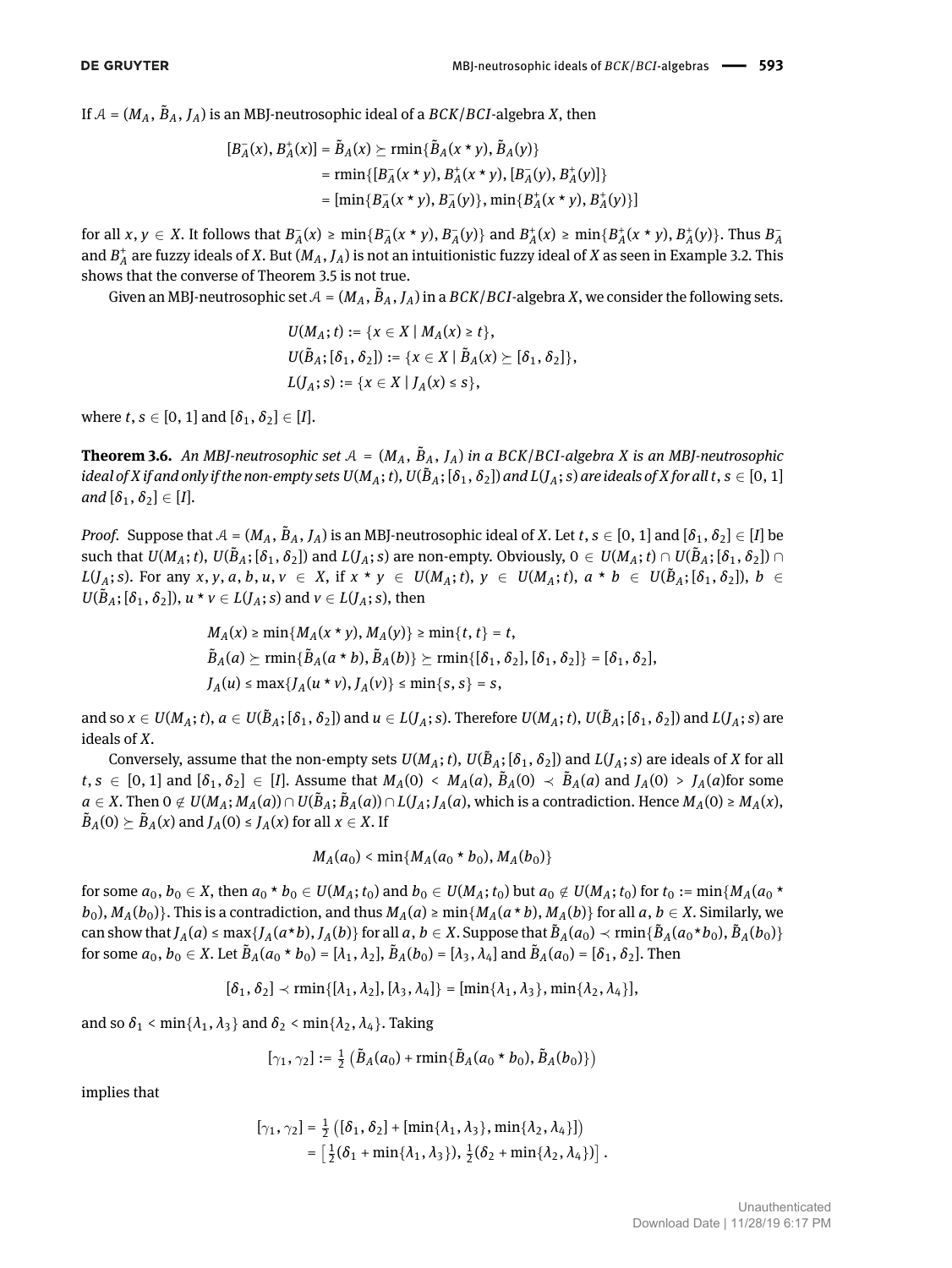If $\mathcal{A} = (M_A, \tilde{B}_A, J_A)$ is an MBJ-neutrosophic ideal of a $BCK/BCI$-algebra $X$, then

$$\begin{aligned}
[B_A^-(x), B_A^+(x)] = \tilde{B}_A(x) &\succeq \text{rmin}\{\tilde{B}_A(x * y), \tilde{B}_A(y)\} \\
&= \text{rmin}\{[B_A^-(x * y), B_A^+(x * y)], [B_A^-(y), B_A^+(y)]\} \\
&= [\min\{B_A^-(x * y), B_A^-(y)\}, \min\{B_A^+(x * y), B_A^+(y)\}]
\end{aligned}$$

for all $x, y \in X$. It follows that $B_A^-(x) \geq \min\{B_A^-(x * y), B_A^-(y)\}$ and $B_A^+(x) \geq \min\{B_A^+(x * y), B_A^+(y)\}$. Thus $B_A^-$ and $B_A^+$ are fuzzy ideals of $X$. But $(M_A, J_A)$ is not an intuitionistic fuzzy ideal of $X$ as seen in Example 3.2. This shows that the converse of Theorem 3.5 is not true.

Given an MBJ-neutrosophic set $\mathcal{A} = (M_A, \tilde{B}_A, J_A)$ in a $BCK/BCI$-algebra $X$, we consider the following sets.

$$\begin{aligned}
U(M_A; t) &:= \{x \in X \mid M_A(x) \geq t\}, \\
U(\tilde{B}_A; [\delta_1, \delta_2]) &:= \{x \in X \mid \tilde{B}_A(x) \succeq [\delta_1, \delta_2]\}, \\
L(J_A; s) &:= \{x \in X \mid J_A(x) \leq s\},
\end{aligned}$$

where $t, s \in [0, 1]$ and $[\delta_1, \delta_2] \in [I]$.

**Theorem 3.6.** *An MBJ-neutrosophic set $\mathcal{A} = (M_A, \tilde{B}_A, J_A)$ in a $BCK/BCI$-algebra $X$ is an MBJ-neutrosophic ideal of $X$ if and only if the non-empty sets $U(M_A; t)$, $U(\tilde{B}_A; [\delta_1, \delta_2])$ and $L(J_A; s)$ are ideals of $X$ for all $t, s \in [0, 1]$ and $[\delta_1, \delta_2] \in [I]$.*

*Proof.* Suppose that $\mathcal{A} = (M_A, \tilde{B}_A, J_A)$ is an MBJ-neutrosophic ideal of $X$. Let $t, s \in [0, 1]$ and $[\delta_1, \delta_2] \in [I]$ be such that $U(M_A; t)$, $U(\tilde{B}_A; [\delta_1, \delta_2])$ and $L(J_A; s)$ are non-empty. Obviously, $0 \in U(M_A; t) \cap U(\tilde{B}_A; [\delta_1, \delta_2]) \cap L(J_A; s)$. For any $x, y, a, b, u, v \in X$, if $x * y \in U(M_A; t)$, $y \in U(M_A; t)$, $a * b \in U(\tilde{B}_A; [\delta_1, \delta_2])$, $b \in U(\tilde{B}_A; [\delta_1, \delta_2])$, $u * v \in L(J_A; s)$ and $v \in L(J_A; s)$, then

$$\begin{aligned}
M_A(x) &\geq \min\{M_A(x * y), M_A(y)\} \geq \min\{t, t\} = t, \\
\tilde{B}_A(a) &\succeq \text{rmin}\{\tilde{B}_A(a * b), \tilde{B}_A(b)\} \succeq \text{rmin}\{[\delta_1, \delta_2], [\delta_1, \delta_2]\} = [\delta_1, \delta_2], \\
J_A(u) &\leq \max\{J_A(u * v), J_A(v)\} \leq \min\{s, s\} = s,
\end{aligned}$$

and so $x \in U(M_A; t)$, $a \in U(\tilde{B}_A; [\delta_1, \delta_2])$ and $u \in L(J_A; s)$. Therefore $U(M_A; t)$, $U(\tilde{B}_A; [\delta_1, \delta_2])$ and $L(J_A; s)$ are ideals of $X$.

Conversely, assume that the non-empty sets $U(M_A; t)$, $U(\tilde{B}_A; [\delta_1, \delta_2])$ and $L(J_A; s)$ are ideals of $X$ for all $t, s \in [0, 1]$ and $[\delta_1, \delta_2] \in [I]$. Assume that $M_A(0) < M_A(a)$, $\tilde{B}_A(0) \prec \tilde{B}_A(a)$ and $J_A(0) > J_A(a)$for some $a \in X$. Then $0 \notin U(M_A; M_A(a)) \cap U(\tilde{B}_A; \tilde{B}_A(a)) \cap L(J_A; J_A(a))$, which is a contradiction. Hence $M_A(0) \geq M_A(x)$, $\tilde{B}_A(0) \succeq \tilde{B}_A(x)$ and $J_A(0) \leq J_A(x)$ for all $x \in X$. If

$$M_A(a_0) < \min\{M_A(a_0 * b_0), M_A(b_0)\}$$

for some $a_0, b_0 \in X$, then $a_0 * b_0 \in U(M_A; t_0)$ and $b_0 \in U(M_A; t_0)$ but $a_0 \notin U(M_A; t_0)$ for $t_0 := \min\{M_A(a_0 * b_0), M_A(b_0)\}$. This is a contradiction, and thus $M_A(a) \geq \min\{M_A(a * b), M_A(b)\}$ for all $a, b \in X$. Similarly, we can show that $J_A(a) \leq \max\{J_A(a * b), J_A(b)\}$ for all $a, b \in X$. Suppose that $\tilde{B}_A(a_0) \prec \text{rmin}\{\tilde{B}_A(a_0 * b_0), \tilde{B}_A(b_0)\}$ for some $a_0, b_0 \in X$. Let $\tilde{B}_A(a_0 * b_0) = [\lambda_1, \lambda_2]$, $\tilde{B}_A(b_0) = [\lambda_3, \lambda_4]$ and $\tilde{B}_A(a_0) = [\delta_1, \delta_2]$. Then

$$[\delta_1, \delta_2] \prec \text{rmin}\{[\lambda_1, \lambda_2], [\lambda_3, \lambda_4]\} = [\min\{\lambda_1, \lambda_3\}, \min\{\lambda_2, \lambda_4\}],$$

and so $\delta_1 < \min\{\lambda_1, \lambda_3\}$ and $\delta_2 < \min\{\lambda_2, \lambda_4\}$. Taking

$$[\gamma_1, \gamma_2] := \tfrac{1}{2}\left(\tilde{B}_A(a_0) + \text{rmin}\{\tilde{B}_A(a_0 * b_0), \tilde{B}_A(b_0)\}\right)$$

implies that

$$\begin{aligned}
[\gamma_1, \gamma_2] &= \tfrac{1}{2}\left([\delta_1, \delta_2] + [\min\{\lambda_1, \lambda_3\}, \min\{\lambda_2, \lambda_4\}]\right) \\
&= \left[\tfrac{1}{2}(\delta_1 + \min\{\lambda_1, \lambda_3\}), \tfrac{1}{2}(\delta_2 + \min\{\lambda_2, \lambda_4\})\right].
\end{aligned}$$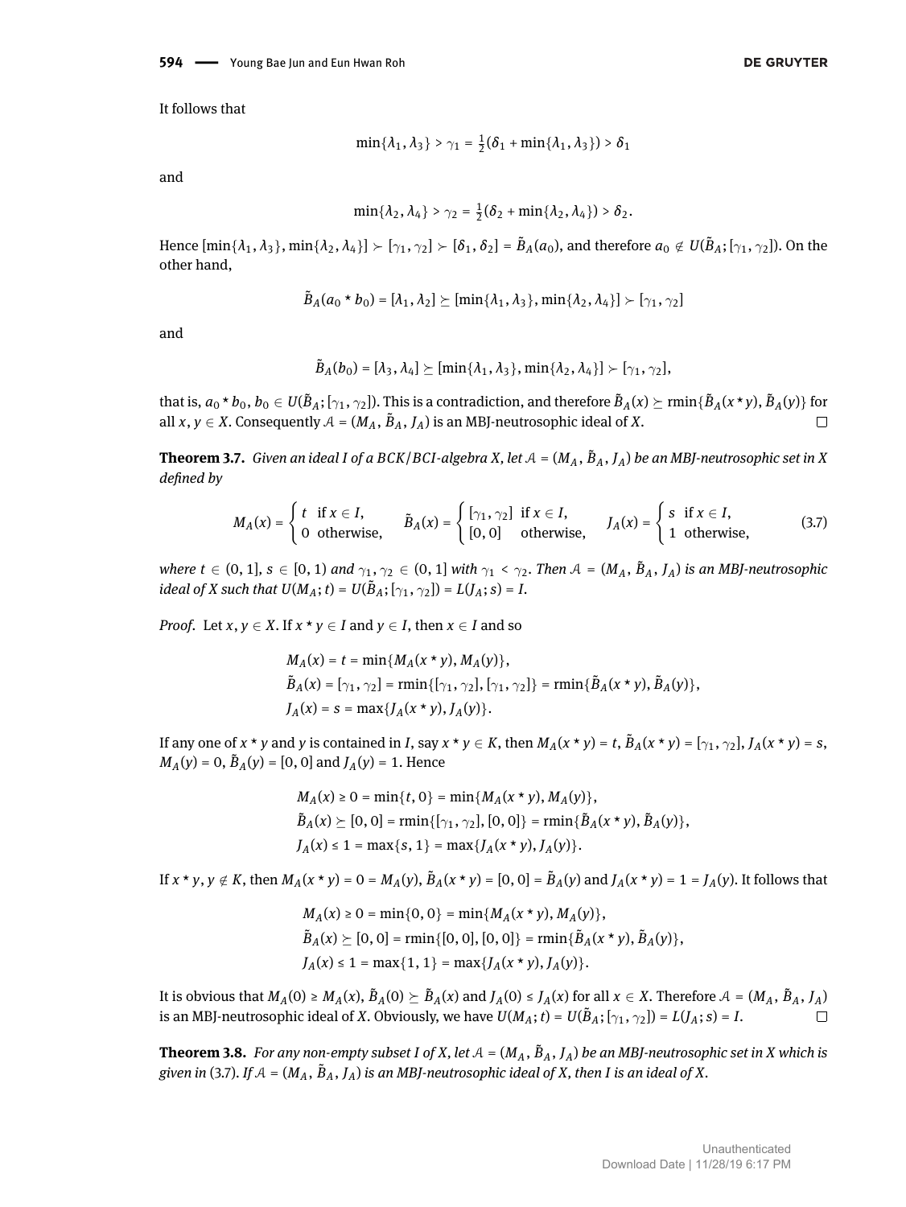It follows that

$$\min\{\lambda_1, \lambda_3\} > \gamma_1 = \tfrac{1}{2}(\delta_1 + \min\{\lambda_1, \lambda_3\}) > \delta_1$$

and

$$\min\{\lambda_2, \lambda_4\} > \gamma_2 = \tfrac{1}{2}(\delta_2 + \min\{\lambda_2, \lambda_4\}) > \delta_2.$$

Hence $[\min\{\lambda_1, \lambda_3\}, \min\{\lambda_2, \lambda_4\}] \succ [\gamma_1, \gamma_2] \succ [\delta_1, \delta_2] = \tilde{B}_A(a_0)$, and therefore $a_0 \notin U(\tilde{B}_A; [\gamma_1, \gamma_2])$. On the other hand,

$$\tilde{B}_A(a_0 * b_0) = [\lambda_1, \lambda_2] \succeq [\min\{\lambda_1, \lambda_3\}, \min\{\lambda_2, \lambda_4\}] \succ [\gamma_1, \gamma_2]$$

and

$$\tilde{B}_A(b_0) = [\lambda_3, \lambda_4] \succeq [\min\{\lambda_1, \lambda_3\}, \min\{\lambda_2, \lambda_4\}] \succ [\gamma_1, \gamma_2],$$

that is, $a_0 * b_0, b_0 \in U(\tilde{B}_A; [\gamma_1, \gamma_2])$. This is a contradiction, and therefore $\tilde{B}_A(x) \succeq \mathrm{rmin}\{\tilde{B}_A(x * y), \tilde{B}_A(y)\}$ for all $x, y \in X$. Consequently $\mathcal{A} = (M_A, \tilde{B}_A, J_A)$ is an MBJ-neutrosophic ideal of $X$. □

**Theorem 3.7.** *Given an ideal $I$ of a BCK/BCI-algebra $X$, let $\mathcal{A} = (M_A, \tilde{B}_A, J_A)$ be an MBJ-neutrosophic set in $X$ defined by*

$$M_A(x) = \begin{cases} t & \text{if } x \in I, \\ 0 & \text{otherwise,} \end{cases} \quad \tilde{B}_A(x) = \begin{cases} [\gamma_1, \gamma_2] & \text{if } x \in I, \\ [0, 0] & \text{otherwise,} \end{cases} \quad J_A(x) = \begin{cases} s & \text{if } x \in I, \\ 1 & \text{otherwise,} \end{cases} \tag{3.7}$$

*where $t \in (0, 1]$, $s \in [0, 1)$ and $\gamma_1, \gamma_2 \in (0, 1]$ with $\gamma_1 < \gamma_2$. Then $\mathcal{A} = (M_A, \tilde{B}_A, J_A)$ is an MBJ-neutrosophic ideal of $X$ such that $U(M_A; t) = U(\tilde{B}_A; [\gamma_1, \gamma_2]) = L(J_A; s) = I$.*

*Proof.* Let $x, y \in X$. If $x * y \in I$ and $y \in I$, then $x \in I$ and so

$$\begin{aligned} M_A(x) &= t = \min\{M_A(x * y), M_A(y)\}, \\ \tilde{B}_A(x) &= [\gamma_1, \gamma_2] = \mathrm{rmin}\{[\gamma_1, \gamma_2], [\gamma_1, \gamma_2]\} = \mathrm{rmin}\{\tilde{B}_A(x * y), \tilde{B}_A(y)\}, \\ J_A(x) &= s = \max\{J_A(x * y), J_A(y)\}. \end{aligned}$$

If any one of $x * y$ and $y$ is contained in $I$, say $x * y \in K$, then $M_A(x * y) = t$, $\tilde{B}_A(x * y) = [\gamma_1, \gamma_2]$, $J_A(x * y) = s$, $M_A(y) = 0$, $\tilde{B}_A(y) = [0, 0]$ and $J_A(y) = 1$. Hence

$$\begin{aligned} M_A(x) &\geq 0 = \min\{t, 0\} = \min\{M_A(x * y), M_A(y)\}, \\ \tilde{B}_A(x) &\succeq [0, 0] = \mathrm{rmin}\{[\gamma_1, \gamma_2], [0, 0]\} = \mathrm{rmin}\{\tilde{B}_A(x * y), \tilde{B}_A(y)\}, \\ J_A(x) &\leq 1 = \max\{s, 1\} = \max\{J_A(x * y), J_A(y)\}. \end{aligned}$$

If $x * y, y \notin K$, then $M_A(x * y) = 0 = M_A(y)$, $\tilde{B}_A(x * y) = [0, 0] = \tilde{B}_A(y)$ and $J_A(x * y) = 1 = J_A(y)$. It follows that

$$\begin{aligned} M_A(x) &\geq 0 = \min\{0, 0\} = \min\{M_A(x * y), M_A(y)\}, \\ \tilde{B}_A(x) &\succeq [0, 0] = \mathrm{rmin}\{[0, 0], [0, 0]\} = \mathrm{rmin}\{\tilde{B}_A(x * y), \tilde{B}_A(y)\}, \\ J_A(x) &\leq 1 = \max\{1, 1\} = \max\{J_A(x * y), J_A(y)\}. \end{aligned}$$

It is obvious that $M_A(0) \geq M_A(x)$, $\tilde{B}_A(0) \succeq \tilde{B}_A(x)$ and $J_A(0) \leq J_A(x)$ for all $x \in X$. Therefore $\mathcal{A} = (M_A, \tilde{B}_A, J_A)$ is an MBJ-neutrosophic ideal of $X$. Obviously, we have $U(M_A; t) = U(\tilde{B}_A; [\gamma_1, \gamma_2]) = L(J_A; s) = I$. □

**Theorem 3.8.** *For any non-empty subset $I$ of $X$, let $\mathcal{A} = (M_A, \tilde{B}_A, J_A)$ be an MBJ-neutrosophic set in $X$ which is given in (3.7). If $\mathcal{A} = (M_A, \tilde{B}_A, J_A)$ is an MBJ-neutrosophic ideal of $X$, then $I$ is an ideal of $X$.*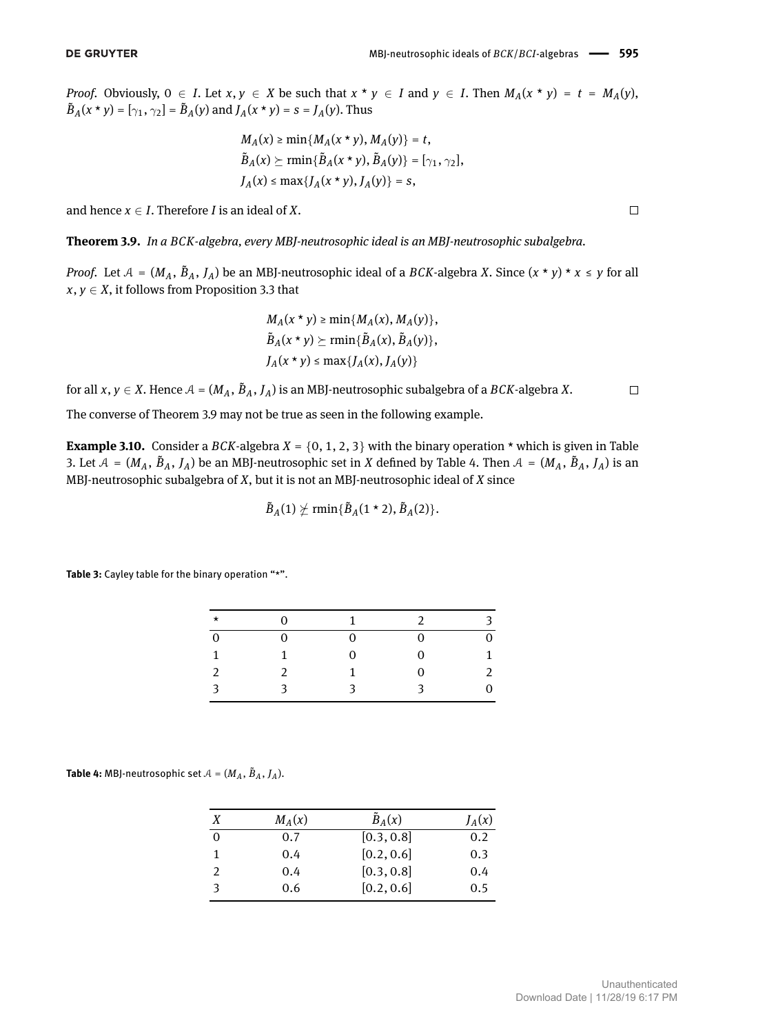*Proof.* Obviously, $0 \in I$. Let $x, y \in X$ be such that $x * y \in I$ and $y \in I$. Then $M_A(x * y) = t = M_A(y)$, $\tilde{B}_A(x * y) = [\gamma_1, \gamma_2] = \tilde{B}_A(y)$ and $J_A(x * y) = s = J_A(y)$. Thus

$$\begin{aligned} M_A(x) &\geq \min\{M_A(x * y), M_A(y)\} = t, \\ \tilde{B}_A(x) &\succeq \operatorname{rmin}\{\tilde{B}_A(x * y), \tilde{B}_A(y)\} = [\gamma_1, \gamma_2], \\ J_A(x) &\leq \max\{J_A(x * y), J_A(y)\} = s, \end{aligned}$$

and hence $x \in I$. Therefore $I$ is an ideal of $X$. □

**Theorem 3.9.** *In a BCK-algebra, every MBJ-neutrosophic ideal is an MBJ-neutrosophic subalgebra.*

*Proof.* Let $\mathcal{A} = (M_A, \tilde{B}_A, J_A)$ be an MBJ-neutrosophic ideal of a $BCK$-algebra $X$. Since $(x * y) * x \leq y$ for all $x, y \in X$, it follows from Proposition 3.3 that

$$\begin{aligned} M_A(x * y) &\geq \min\{M_A(x), M_A(y)\}, \\ \tilde{B}_A(x * y) &\succeq \operatorname{rmin}\{\tilde{B}_A(x), \tilde{B}_A(y)\}, \\ J_A(x * y) &\leq \max\{J_A(x), J_A(y)\} \end{aligned}$$

for all $x, y \in X$. Hence $\mathcal{A} = (M_A, \tilde{B}_A, J_A)$ is an MBJ-neutrosophic subalgebra of a $BCK$-algebra $X$. □

The converse of Theorem 3.9 may not be true as seen in the following example.

**Example 3.10.** Consider a $BCK$-algebra $X = \{0, 1, 2, 3\}$ with the binary operation $*$ which is given in Table 3. Let $\mathcal{A} = (M_A, \tilde{B}_A, J_A)$ be an MBJ-neutrosophic set in $X$ defined by Table 4. Then $\mathcal{A} = (M_A, \tilde{B}_A, J_A)$ is an MBJ-neutrosophic subalgebra of $X$, but it is not an MBJ-neutrosophic ideal of $X$ since

$$\tilde{B}_A(1) \not\succeq \operatorname{rmin}\{\tilde{B}_A(1 * 2), \tilde{B}_A(2)\}.$$

**Table 3:** Cayley table for the binary operation "$*$".

| $*$ | 0 | 1 | 2 | 3 |
|---|---|---|---|---|
| 0 | 0 | 0 | 0 | 0 |
| 1 | 1 | 0 | 0 | 1 |
| 2 | 2 | 1 | 0 | 2 |
| 3 | 3 | 3 | 3 | 0 |

**Table 4:** MBJ-neutrosophic set $\mathcal{A} = (M_A, \tilde{B}_A, J_A)$.

| $X$ | $M_A(x)$ | $\tilde{B}_A(x)$ | $J_A(x)$ |
|---|---|---|---|
| 0 | 0.7 | [0.3, 0.8] | 0.2 |
| 1 | 0.4 | [0.2, 0.6] | 0.3 |
| 2 | 0.4 | [0.3, 0.8] | 0.4 |
| 3 | 0.6 | [0.2, 0.6] | 0.5 |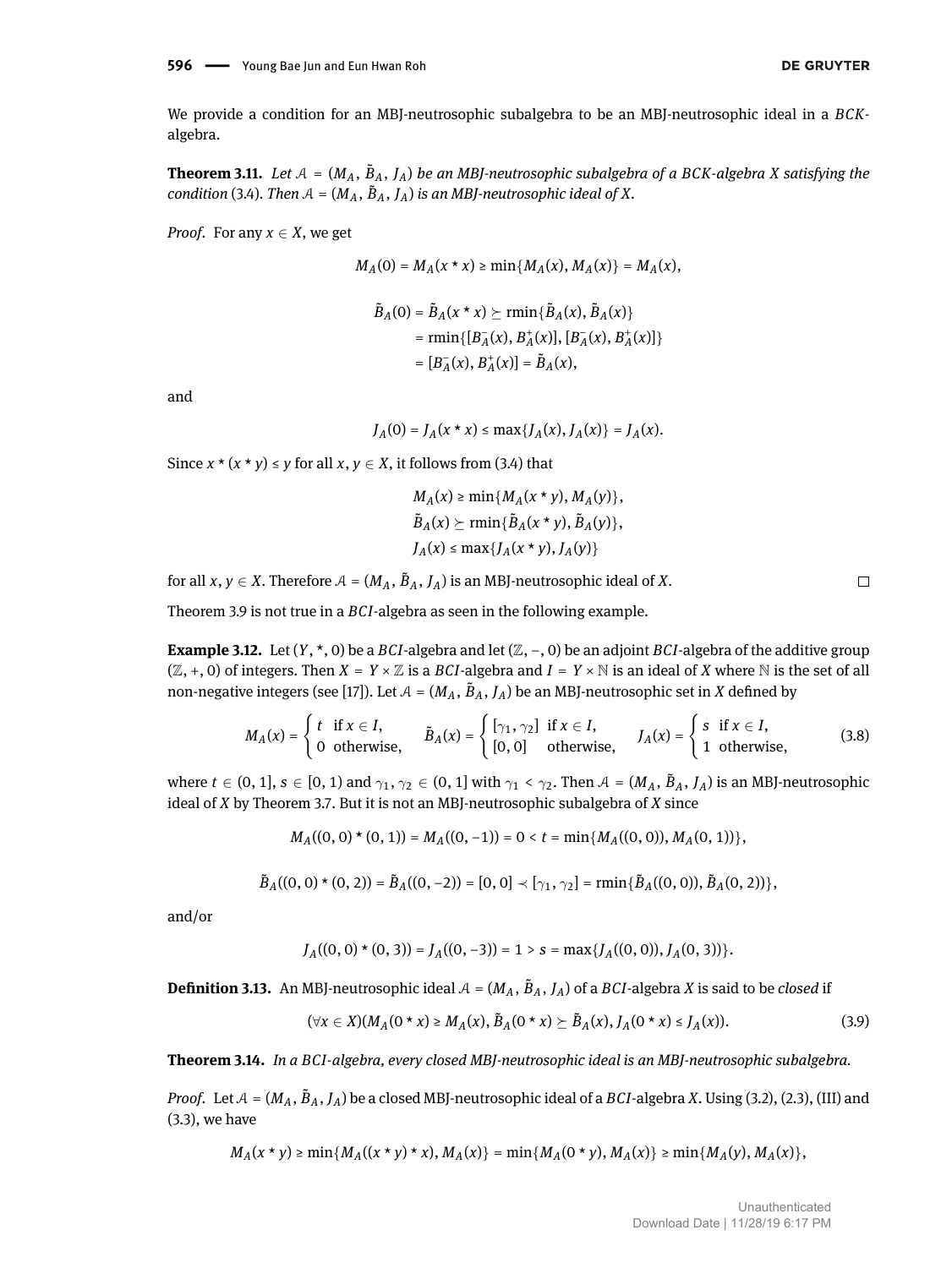We provide a condition for an MBJ-neutrosophic subalgebra to be an MBJ-neutrosophic ideal in a $BCK$-algebra.

**Theorem 3.11.** *Let $\mathcal{A} = (M_A, \tilde{B}_A, J_A)$ be an MBJ-neutrosophic subalgebra of a $BCK$-algebra $X$ satisfying the condition* (3.4)*. Then $\mathcal{A} = (M_A, \tilde{B}_A, J_A)$ is an MBJ-neutrosophic ideal of $X$.*

*Proof.* For any $x \in X$, we get

$$M_A(0) = M_A(x * x) \geq \min\{M_A(x), M_A(x)\} = M_A(x),$$

$$\begin{aligned}\tilde{B}_A(0) &= \tilde{B}_A(x * x) \succeq \operatorname{rmin}\{\tilde{B}_A(x), \tilde{B}_A(x)\} \\ &= \operatorname{rmin}\{[B_A^-(x), B_A^+(x)], [B_A^-(x), B_A^+(x)]\} \\ &= [B_A^-(x), B_A^+(x)] = \tilde{B}_A(x),\end{aligned}$$

and

$$J_A(0) = J_A(x * x) \leq \max\{J_A(x), J_A(x)\} = J_A(x).$$

Since $x * (x * y) \leq y$ for all $x, y \in X$, it follows from (3.4) that

$$\begin{aligned}&M_A(x) \geq \min\{M_A(x * y), M_A(y)\}, \\ &\tilde{B}_A(x) \succeq \operatorname{rmin}\{\tilde{B}_A(x * y), \tilde{B}_A(y)\}, \\ &J_A(x) \leq \max\{J_A(x * y), J_A(y)\}\end{aligned}$$

for all $x, y \in X$. Therefore $\mathcal{A} = (M_A, \tilde{B}_A, J_A)$ is an MBJ-neutrosophic ideal of $X$. □

Theorem 3.9 is not true in a $BCI$-algebra as seen in the following example.

**Example 3.12.** Let $(Y, *, 0)$ be a $BCI$-algebra and let $(\mathbb{Z}, -, 0)$ be an adjoint $BCI$-algebra of the additive group $(\mathbb{Z}, +, 0)$ of integers. Then $X = Y \times \mathbb{Z}$ is a $BCI$-algebra and $I = Y \times \mathbb{N}$ is an ideal of $X$ where $\mathbb{N}$ is the set of all non-negative integers (see [17]). Let $\mathcal{A} = (M_A, \tilde{B}_A, J_A)$ be an MBJ-neutrosophic set in $X$ defined by

$$M_A(x) = \begin{cases} t & \text{if } x \in I, \\ 0 & \text{otherwise,} \end{cases} \quad \tilde{B}_A(x) = \begin{cases} [\gamma_1, \gamma_2] & \text{if } x \in I, \\ [0, 0] & \text{otherwise,} \end{cases} \quad J_A(x) = \begin{cases} s & \text{if } x \in I, \\ 1 & \text{otherwise,} \end{cases} \tag{3.8}$$

where $t \in (0, 1]$, $s \in [0, 1)$ and $\gamma_1, \gamma_2 \in (0, 1]$ with $\gamma_1 < \gamma_2$. Then $\mathcal{A} = (M_A, \tilde{B}_A, J_A)$ is an MBJ-neutrosophic ideal of $X$ by Theorem 3.7. But it is not an MBJ-neutrosophic subalgebra of $X$ since

$$M_A((0, 0) * (0, 1)) = M_A((0, -1)) = 0 < t = \min\{M_A((0, 0)), M_A(0, 1))\},$$

$$\tilde{B}_A((0, 0) * (0, 2)) = \tilde{B}_A((0, -2)) = [0, 0] \prec [\gamma_1, \gamma_2] = \operatorname{rmin}\{\tilde{B}_A((0, 0)), \tilde{B}_A(0, 2))\},$$

and/or

$$J_A((0, 0) * (0, 3)) = J_A((0, -3)) = 1 > s = \max\{J_A((0, 0)), J_A(0, 3))\}.$$

**Definition 3.13.** An MBJ-neutrosophic ideal $\mathcal{A} = (M_A, \tilde{B}_A, J_A)$ of a $BCI$-algebra $X$ is said to be *closed* if

$$(\forall x \in X)(M_A(0 * x) \geq M_A(x), \tilde{B}_A(0 * x) \succeq \tilde{B}_A(x), J_A(0 * x) \leq J_A(x)). \tag{3.9}$$

**Theorem 3.14.** *In a $BCI$-algebra, every closed MBJ-neutrosophic ideal is an MBJ-neutrosophic subalgebra.*

*Proof.* Let $\mathcal{A} = (M_A, \tilde{B}_A, J_A)$ be a closed MBJ-neutrosophic ideal of a $BCI$-algebra $X$. Using (3.2), (2.3), (III) and (3.3), we have

$$M_A(x * y) \geq \min\{M_A((x * y) * x), M_A(x)\} = \min\{M_A(0 * y), M_A(x)\} \geq \min\{M_A(y), M_A(x)\},$$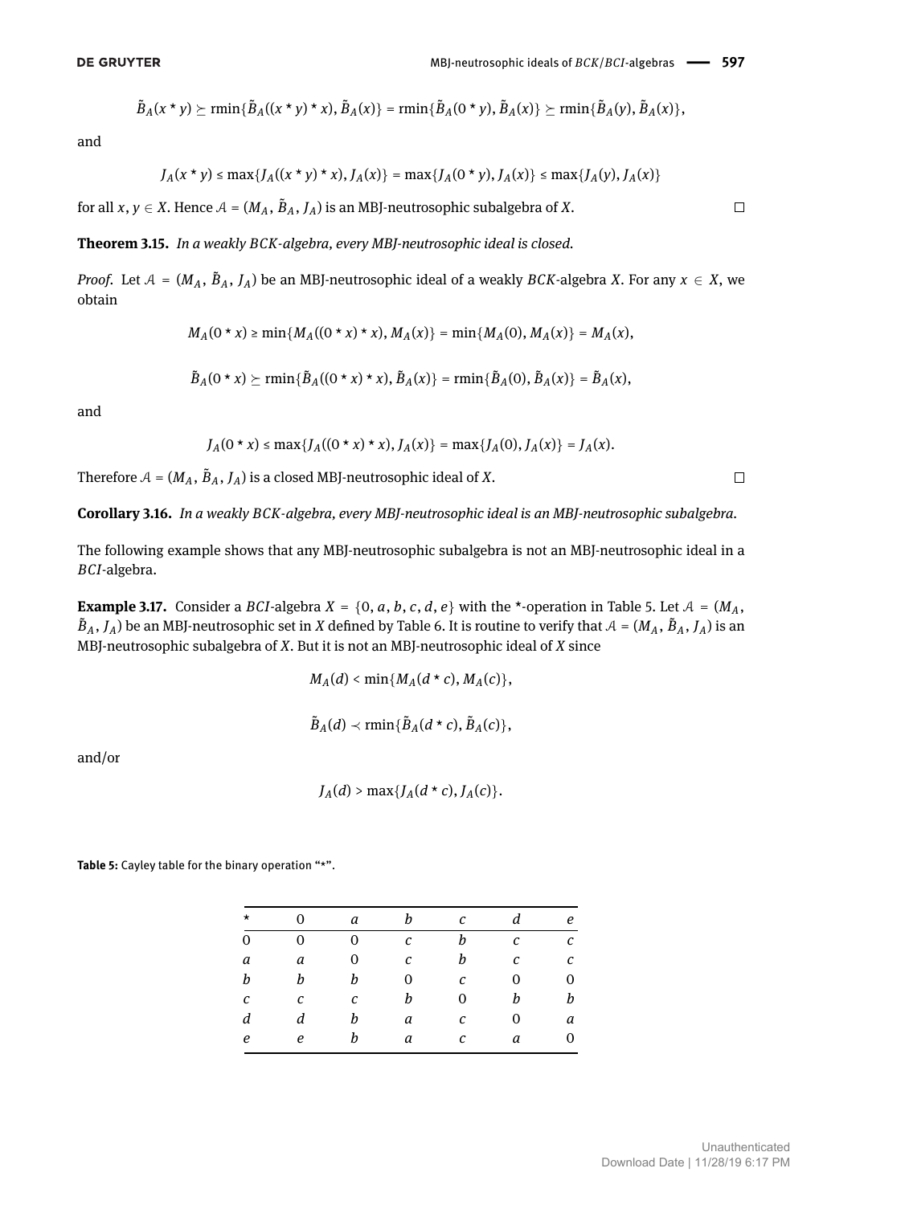$$\tilde{B}_A(x * y) \succeq \text{rmin}\{\tilde{B}_A((x * y) * x), \tilde{B}_A(x)\} = \text{rmin}\{\tilde{B}_A(0 * y), \tilde{B}_A(x)\} \succeq \text{rmin}\{\tilde{B}_A(y), \tilde{B}_A(x)\},$$

and

$$J_A(x * y) \leq \max\{J_A((x * y) * x), J_A(x)\} = \max\{J_A(0 * y), J_A(x)\} \leq \max\{J_A(y), J_A(x)\}$$

for all $x, y \in X$. Hence $\mathcal{A} = (M_A, \tilde{B}_A, J_A)$ is an MBJ-neutrosophic subalgebra of $X$. □

**Theorem 3.15.** *In a weakly BCK-algebra, every MBJ-neutrosophic ideal is closed.*

*Proof.* Let $\mathcal{A} = (M_A, \tilde{B}_A, J_A)$ be an MBJ-neutrosophic ideal of a weakly $BCK$-algebra $X$. For any $x \in X$, we obtain

$$M_A(0 * x) \geq \min\{M_A((0 * x) * x), M_A(x)\} = \min\{M_A(0), M_A(x)\} = M_A(x),$$

$$\tilde{B}_A(0 * x) \succeq \text{rmin}\{\tilde{B}_A((0 * x) * x), \tilde{B}_A(x)\} = \text{rmin}\{\tilde{B}_A(0), \tilde{B}_A(x)\} = \tilde{B}_A(x),$$

and

$$J_A(0 * x) \leq \max\{J_A((0 * x) * x), J_A(x)\} = \max\{J_A(0), J_A(x)\} = J_A(x).$$

Therefore $\mathcal{A} = (M_A, \tilde{B}_A, J_A)$ is a closed MBJ-neutrosophic ideal of $X$. □

**Corollary 3.16.** *In a weakly BCK-algebra, every MBJ-neutrosophic ideal is an MBJ-neutrosophic subalgebra.*

The following example shows that any MBJ-neutrosophic subalgebra is not an MBJ-neutrosophic ideal in a $BCI$-algebra.

**Example 3.17.** Consider a $BCI$-algebra $X = \{0, a, b, c, d, e\}$ with the $*$-operation in Table 5. Let $\mathcal{A} = (M_A, \tilde{B}_A, J_A)$ be an MBJ-neutrosophic set in $X$ defined by Table 6. It is routine to verify that $\mathcal{A} = (M_A, \tilde{B}_A, J_A)$ is an MBJ-neutrosophic subalgebra of $X$. But it is not an MBJ-neutrosophic ideal of $X$ since

$$M_A(d) < \min\{M_A(d * c), M_A(c)\},$$

$$\tilde{B}_A(d) \prec \text{rmin}\{\tilde{B}_A(d * c), \tilde{B}_A(c)\},$$

and/or

$$J_A(d) > \max\{J_A(d * c), J_A(c)\}.$$

**Table 5:** Cayley table for the binary operation "$*$".

| $*$ | 0 | $a$ | $b$ | $c$ | $d$ | $e$ |
|---|---|---|---|---|---|---|
| 0 | 0 | 0 | $c$ | $b$ | $c$ | $c$ |
| $a$ | $a$ | 0 | $c$ | $b$ | $c$ | $c$ |
| $b$ | $b$ | $b$ | 0 | $c$ | 0 | 0 |
| $c$ | $c$ | $c$ | $b$ | 0 | $b$ | $b$ |
| $d$ | $d$ | $b$ | $a$ | $c$ | 0 | $a$ |
| $e$ | $e$ | $b$ | $a$ | $c$ | $a$ | 0 |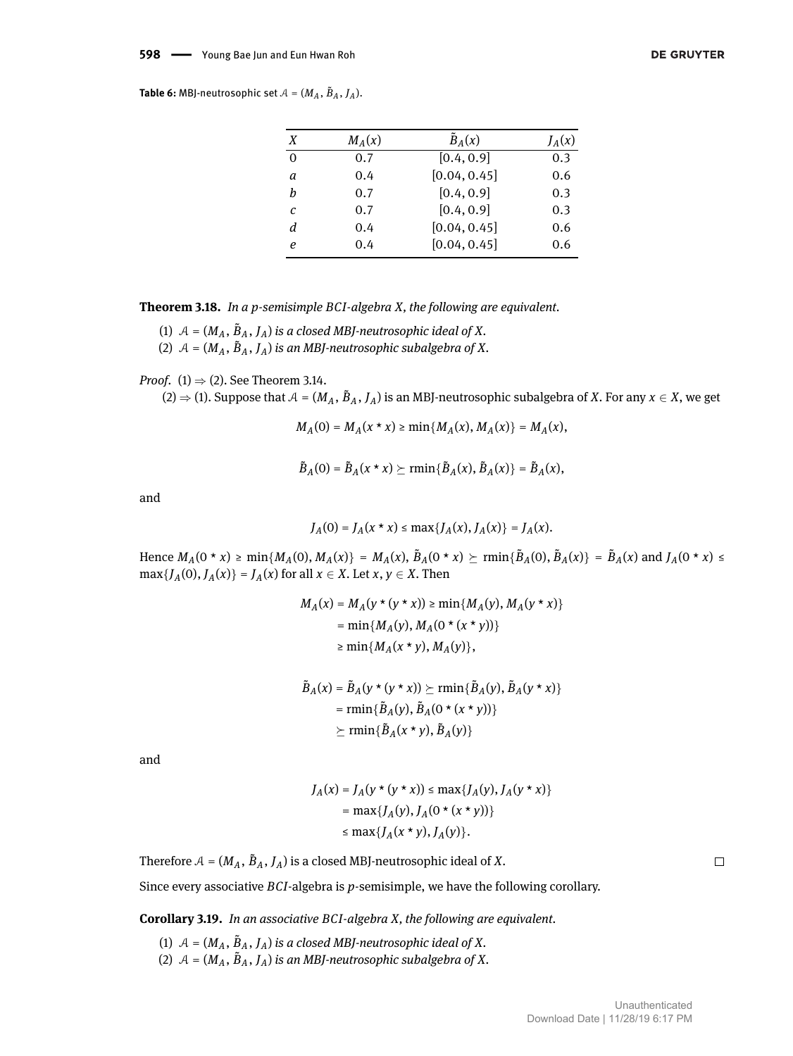**Table 6:** MBJ-neutrosophic set $\mathcal{A} = (M_A, \tilde{B}_A, J_A)$.

| $X$ | $M_A(x)$ | $\tilde{B}_A(x)$ | $J_A(x)$ |
|---|---|---|---|
| 0 | 0.7 | [0.4, 0.9] | 0.3 |
| $a$ | 0.4 | [0.04, 0.45] | 0.6 |
| $b$ | 0.7 | [0.4, 0.9] | 0.3 |
| $c$ | 0.7 | [0.4, 0.9] | 0.3 |
| $d$ | 0.4 | [0.04, 0.45] | 0.6 |
| $e$ | 0.4 | [0.04, 0.45] | 0.6 |

**Theorem 3.18.** *In a p-semisimple BCI-algebra X, the following are equivalent.*

(1) $\mathcal{A} = (M_A, \tilde{B}_A, J_A)$ *is a closed MBJ-neutrosophic ideal of X.*
(2) $\mathcal{A} = (M_A, \tilde{B}_A, J_A)$ *is an MBJ-neutrosophic subalgebra of X.*

*Proof.* (1) $\Rightarrow$ (2). See Theorem 3.14.

(2) $\Rightarrow$ (1). Suppose that $\mathcal{A} = (M_A, \tilde{B}_A, J_A)$ is an MBJ-neutrosophic subalgebra of $X$. For any $x \in X$, we get

$$M_A(0) = M_A(x * x) \geq \min\{M_A(x), M_A(x)\} = M_A(x),$$

$$\tilde{B}_A(0) = \tilde{B}_A(x * x) \succeq \mathrm{rmin}\{\tilde{B}_A(x), \tilde{B}_A(x)\} = \tilde{B}_A(x),$$

and

$$J_A(0) = J_A(x * x) \leq \max\{J_A(x), J_A(x)\} = J_A(x).$$

Hence $M_A(0 * x) \geq \min\{M_A(0), M_A(x)\} = M_A(x)$, $\tilde{B}_A(0 * x) \succeq \mathrm{rmin}\{\tilde{B}_A(0), \tilde{B}_A(x)\} = \tilde{B}_A(x)$ and $J_A(0 * x) \leq \max\{J_A(0), J_A(x)\} = J_A(x)$ for all $x \in X$. Let $x, y \in X$. Then

$$\begin{aligned} M_A(x) &= M_A(y * (y * x)) \geq \min\{M_A(y), M_A(y * x)\} \\ &= \min\{M_A(y), M_A(0 * (x * y))\} \\ &\geq \min\{M_A(x * y), M_A(y)\}, \end{aligned}$$

$$\begin{aligned} \tilde{B}_A(x) &= \tilde{B}_A(y * (y * x)) \succeq \mathrm{rmin}\{\tilde{B}_A(y), \tilde{B}_A(y * x)\} \\ &= \mathrm{rmin}\{\tilde{B}_A(y), \tilde{B}_A(0 * (x * y))\} \\ &\succeq \mathrm{rmin}\{\tilde{B}_A(x * y), \tilde{B}_A(y)\} \end{aligned}$$

and

$$\begin{aligned} J_A(x) &= J_A(y * (y * x)) \leq \max\{J_A(y), J_A(y * x)\} \\ &= \max\{J_A(y), J_A(0 * (x * y))\} \\ &\leq \max\{J_A(x * y), J_A(y)\}. \end{aligned}$$

Therefore $\mathcal{A} = (M_A, \tilde{B}_A, J_A)$ is a closed MBJ-neutrosophic ideal of $X$. □

Since every associative $BCI$-algebra is $p$-semisimple, we have the following corollary.

**Corollary 3.19.** *In an associative BCI-algebra X, the following are equivalent.*

(1) $\mathcal{A} = (M_A, \tilde{B}_A, J_A)$ *is a closed MBJ-neutrosophic ideal of X.*
(2) $\mathcal{A} = (M_A, \tilde{B}_A, J_A)$ *is an MBJ-neutrosophic subalgebra of X.*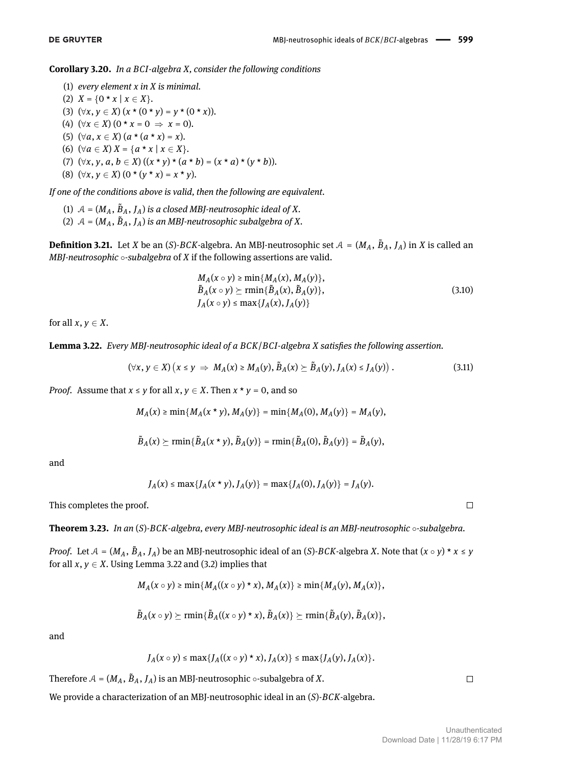**Corollary 3.20.** *In a BCI-algebra $X$, consider the following conditions*

1. *every element $x$ in $X$ is minimal.*
2. $X = \{0 * x \mid x \in X\}$.
3. $(\forall x, y \in X)\ (x * (0 * y) = y * (0 * x))$.
4. $(\forall x \in X)\ (0 * x = 0 \ \Rightarrow\ x = 0)$.
5. $(\forall a, x \in X)\ (a * (a * x) = x)$.
6. $(\forall a \in X)\ X = \{a * x \mid x \in X\}$.
7. $(\forall x, y, a, b \in X)\ ((x * y) * (a * b) = (x * a) * (y * b))$.
8. $(\forall x, y \in X)\ (0 * (y * x) = x * y)$.

*If one of the conditions above is valid, then the following are equivalent.*

1. *$\mathcal{A} = (M_A, \tilde{B}_A, J_A)$ is a closed MBJ-neutrosophic ideal of $X$.*
2. *$\mathcal{A} = (M_A, \tilde{B}_A, J_A)$ is an MBJ-neutrosophic subalgebra of $X$.*

**Definition 3.21.** Let $X$ be an $(S)$-$BCK$-algebra. An MBJ-neutrosophic set $\mathcal{A} = (M_A, \tilde{B}_A, J_A)$ in $X$ is called an *MBJ-neutrosophic $\circ$-subalgebra* of $X$ if the following assertions are valid.

$$
\begin{aligned}
&M_A(x \circ y) \geq \min\{M_A(x), M_A(y)\},\\
&\tilde{B}_A(x \circ y) \succeq \operatorname{rmin}\{\tilde{B}_A(x), \tilde{B}_A(y)\},\\
&J_A(x \circ y) \leq \max\{J_A(x), J_A(y)\}
\end{aligned}
\tag{3.10}
$$

for all $x, y \in X$.

**Lemma 3.22.** *Every MBJ-neutrosophic ideal of a $BCK/BCI$-algebra $X$ satisfies the following assertion.*

$$
(\forall x, y \in X)\left(x \leq y \ \Rightarrow\ M_A(x) \geq M_A(y), \tilde{B}_A(x) \succeq \tilde{B}_A(y), J_A(x) \leq J_A(y)\right). \tag{3.11}
$$

*Proof.* Assume that $x \leq y$ for all $x, y \in X$. Then $x * y = 0$, and so

$$
M_A(x) \geq \min\{M_A(x * y), M_A(y)\} = \min\{M_A(0), M_A(y)\} = M_A(y),
$$

$$
\tilde{B}_A(x) \succeq \operatorname{rmin}\{\tilde{B}_A(x * y), \tilde{B}_A(y)\} = \operatorname{rmin}\{\tilde{B}_A(0), \tilde{B}_A(y)\} = \tilde{B}_A(y),
$$

and

$$
J_A(x) \leq \max\{J_A(x * y), J_A(y)\} = \max\{J_A(0), J_A(y)\} = J_A(y).
$$

This completes the proof. $\square$

**Theorem 3.23.** *In an $(S)$-$BCK$-algebra, every MBJ-neutrosophic ideal is an MBJ-neutrosophic $\circ$-subalgebra.*

*Proof.* Let $\mathcal{A} = (M_A, \tilde{B}_A, J_A)$ be an MBJ-neutrosophic ideal of an $(S)$-$BCK$-algebra $X$. Note that $(x \circ y) * x \leq y$ for all $x, y \in X$. Using Lemma 3.22 and (3.2) implies that

$$
M_A(x \circ y) \geq \min\{M_A((x \circ y) * x), M_A(x)\} \geq \min\{M_A(y), M_A(x)\},
$$

$$
\tilde{B}_A(x \circ y) \succeq \operatorname{rmin}\{\tilde{B}_A((x \circ y) * x), \tilde{B}_A(x)\} \succeq \operatorname{rmin}\{\tilde{B}_A(y), \tilde{B}_A(x)\},
$$

and

$$
J_A(x \circ y) \leq \max\{J_A((x \circ y) * x), J_A(x)\} \leq \max\{J_A(y), J_A(x)\}.
$$

Therefore $\mathcal{A} = (M_A, \tilde{B}_A, J_A)$ is an MBJ-neutrosophic $\circ$-subalgebra of $X$. $\square$

We provide a characterization of an MBJ-neutrosophic ideal in an $(S)$-$BCK$-algebra.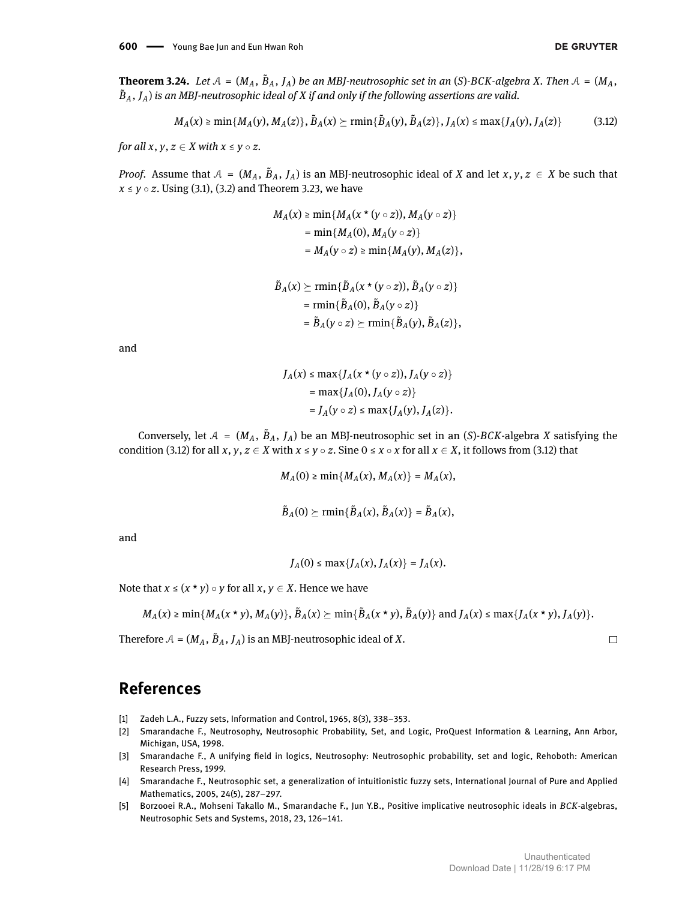**Theorem 3.24.** *Let $\mathcal{A} = (M_A, \tilde{B}_A, J_A)$ be an MBJ-neutrosophic set in an $(S)$-$BCK$-algebra $X$. Then $\mathcal{A} = (M_A, \tilde{B}_A, J_A)$ is an MBJ-neutrosophic ideal of $X$ if and only if the following assertions are valid.*

$$M_A(x) \geq \min\{M_A(y), M_A(z)\}, \tilde{B}_A(x) \succeq \text{rmin}\{\tilde{B}_A(y), \tilde{B}_A(z)\}, J_A(x) \leq \max\{J_A(y), J_A(z)\} \tag{3.12}$$

*for all $x, y, z \in X$ with $x \leq y \circ z$.*

*Proof.* Assume that $\mathcal{A} = (M_A, \tilde{B}_A, J_A)$ is an MBJ-neutrosophic ideal of $X$ and let $x, y, z \in X$ be such that $x \leq y \circ z$. Using (3.1), (3.2) and Theorem 3.23, we have

$$\begin{aligned} M_A(x) &\geq \min\{M_A(x * (y \circ z)), M_A(y \circ z)\} \\ &= \min\{M_A(0), M_A(y \circ z)\} \\ &= M_A(y \circ z) \geq \min\{M_A(y), M_A(z)\}, \end{aligned}$$

$$\begin{aligned} \tilde{B}_A(x) &\succeq \text{rmin}\{\tilde{B}_A(x * (y \circ z)), \tilde{B}_A(y \circ z)\} \\ &= \text{rmin}\{\tilde{B}_A(0), \tilde{B}_A(y \circ z)\} \\ &= \tilde{B}_A(y \circ z) \succeq \text{rmin}\{\tilde{B}_A(y), \tilde{B}_A(z)\}, \end{aligned}$$

and

$$\begin{aligned} J_A(x) &\leq \max\{J_A(x * (y \circ z)), J_A(y \circ z)\} \\ &= \max\{J_A(0), J_A(y \circ z)\} \\ &= J_A(y \circ z) \leq \max\{J_A(y), J_A(z)\}. \end{aligned}$$

Conversely, let $\mathcal{A} = (M_A, \tilde{B}_A, J_A)$ be an MBJ-neutrosophic set in an $(S)$-$BCK$-algebra $X$ satisfying the condition (3.12) for all $x, y, z \in X$ with $x \leq y \circ z$. Sine $0 \leq x \circ x$ for all $x \in X$, it follows from (3.12) that

$$M_A(0) \geq \min\{M_A(x), M_A(x)\} = M_A(x),$$

$$\tilde{B}_A(0) \succeq \text{rmin}\{\tilde{B}_A(x), \tilde{B}_A(x)\} = \tilde{B}_A(x),$$

and

$$J_A(0) \leq \max\{J_A(x), J_A(x)\} = J_A(x).$$

Note that $x \leq (x * y) \circ y$ for all $x, y \in X$. Hence we have

$$M_A(x) \geq \min\{M_A(x * y), M_A(y)\}, \tilde{B}_A(x) \succeq \min\{\tilde{B}_A(x * y), \tilde{B}_A(y)\} \text{ and } J_A(x) \leq \max\{J_A(x * y), J_A(y)\}.$$

Therefore $\mathcal{A} = (M_A, \tilde{B}_A, J_A)$ is an MBJ-neutrosophic ideal of $X$. □

## References

[1] Zadeh L.A., Fuzzy sets, Information and Control, 1965, 8(3), 338–353.

[2] Smarandache F., Neutrosophy, Neutrosophic Probability, Set, and Logic, ProQuest Information & Learning, Ann Arbor, Michigan, USA, 1998.

[3] Smarandache F., A unifying field in logics, Neutrosophy: Neutrosophic probability, set and logic, Rehoboth: American Research Press, 1999.

[4] Smarandache F., Neutrosophic set, a generalization of intuitionistic fuzzy sets, International Journal of Pure and Applied Mathematics, 2005, 24(5), 287–297.

[5] Borzooei R.A., Mohseni Takallo M., Smarandache F., Jun Y.B., Positive implicative neutrosophic ideals in $BCK$-algebras, Neutrosophic Sets and Systems, 2018, 23, 126–141.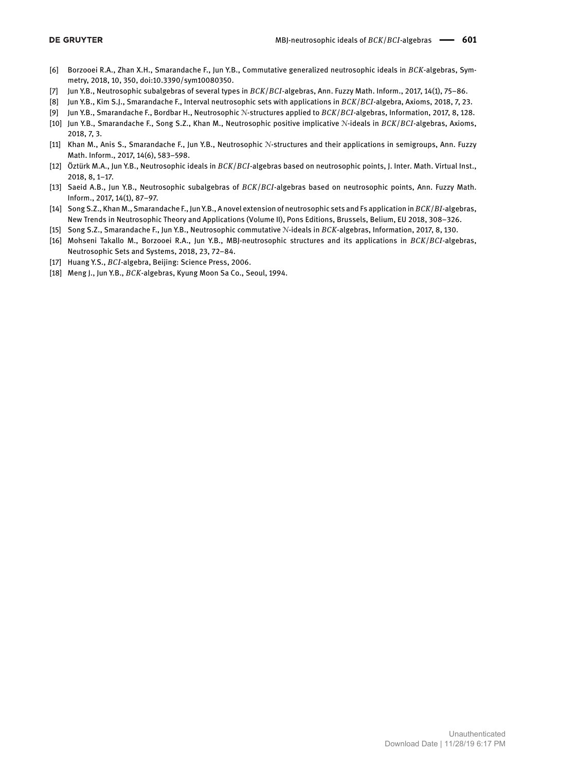[6] Borzooei R.A., Zhan X.H., Smarandache F., Jun Y.B., Commutative generalized neutrosophic ideals in $BCK$-algebras, Symmetry, 2018, 10, 350, doi:10.3390/sym10080350.

[7] Jun Y.B., Neutrosophic subalgebras of several types in $BCK/BCI$-algebras, Ann. Fuzzy Math. Inform., 2017, 14(1), 75–86.

[8] Jun Y.B., Kim S.J., Smarandache F., Interval neutrosophic sets with applications in $BCK/BCI$-algebra, Axioms, 2018, 7, 23.

[9] Jun Y.B., Smarandache F., Bordbar H., Neutrosophic $\mathcal{N}$-structures applied to $BCK/BCI$-algebras, Information, 2017, 8, 128.

[10] Jun Y.B., Smarandache F., Song S.Z., Khan M., Neutrosophic positive implicative $\mathcal{N}$-ideals in $BCK/BCI$-algebras, Axioms, 2018, 7, 3.

[11] Khan M., Anis S., Smarandache F., Jun Y.B., Neutrosophic $\mathcal{N}$-structures and their applications in semigroups, Ann. Fuzzy Math. Inform., 2017, 14(6), 583–598.

[12] Öztürk M.A., Jun Y.B., Neutrosophic ideals in $BCK/BCI$-algebras based on neutrosophic points, J. Inter. Math. Virtual Inst., 2018, 8, 1–17.

[13] Saeid A.B., Jun Y.B., Neutrosophic subalgebras of $BCK/BCI$-algebras based on neutrosophic points, Ann. Fuzzy Math. Inform., 2017, 14(1), 87–97.

[14] Song S.Z., Khan M., Smarandache F., Jun Y.B., A novel extension of neutrosophic sets and Fs application in $BCK/BI$-algebras, New Trends in Neutrosophic Theory and Applications (Volume II), Pons Editions, Brussels, Belium, EU 2018, 308–326.

[15] Song S.Z., Smarandache F., Jun Y.B., Neutrosophic commutative $\mathcal{N}$-ideals in $BCK$-algebras, Information, 2017, 8, 130.

[16] Mohseni Takallo M., Borzooei R.A., Jun Y.B., MBJ-neutrosophic structures and its applications in $BCK/BCI$-algebras, Neutrosophic Sets and Systems, 2018, 23, 72–84.

[17] Huang Y.S., $BCI$-algebra, Beijing: Science Press, 2006.

[18] Meng J., Jun Y.B., $BCK$-algebras, Kyung Moon Sa Co., Seoul, 1994.